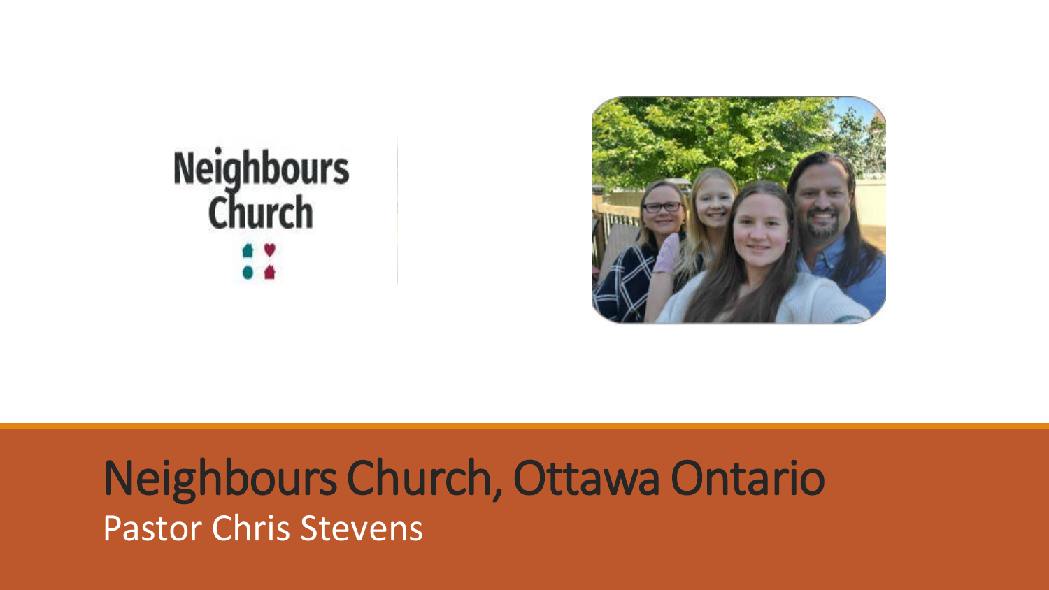# Neighbours Church, Ottawa Ontario

Pastor Chris Stevens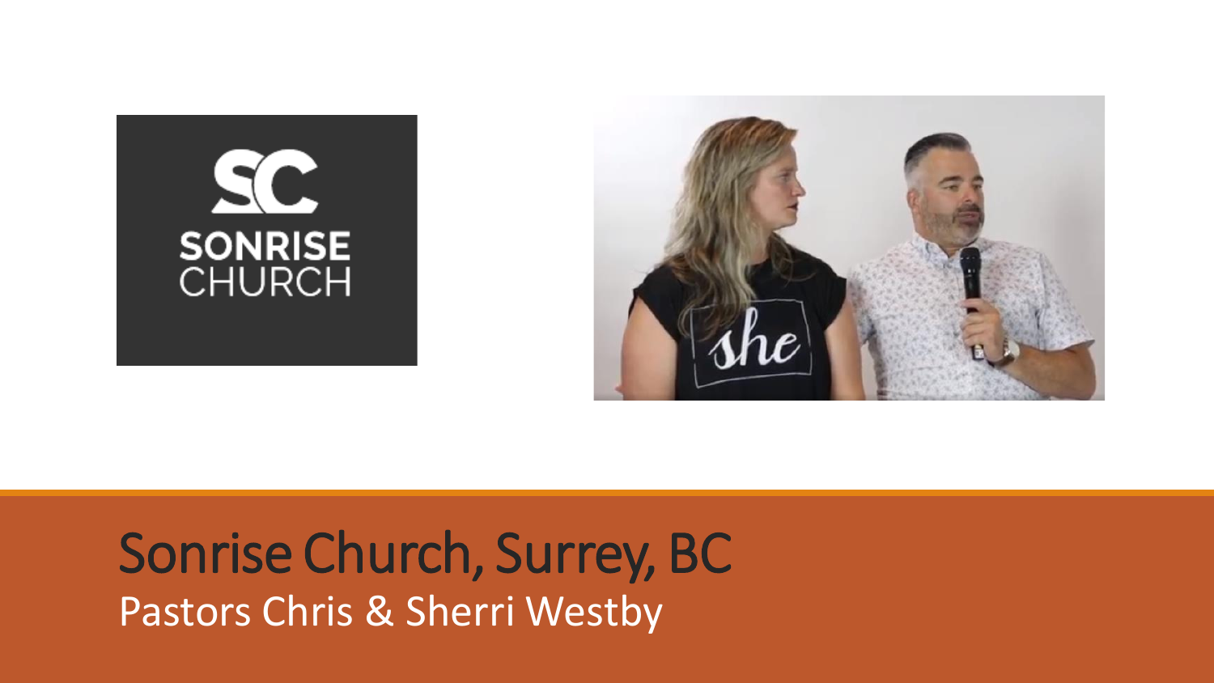# Sonrise Church, Surrey, BC

Pastors Chris & Sherri Westby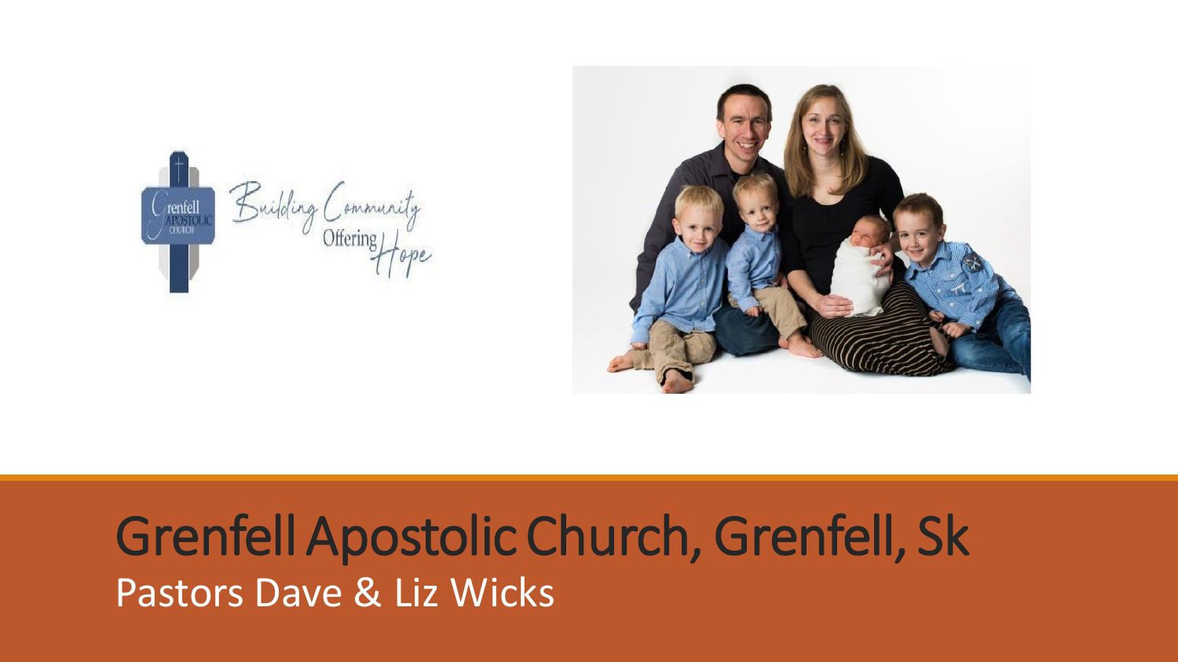# Grenfell Apostolic Church, Grenfell, Sk

Pastors Dave & Liz Wicks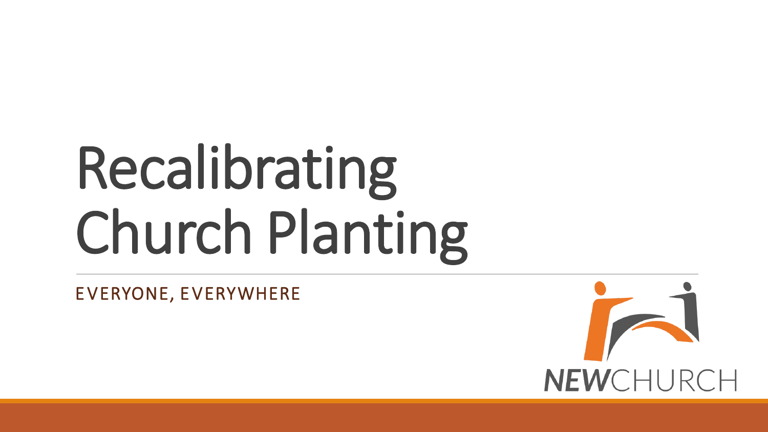# Recalibrating Church Planting

EVERYONE, EVERYWHERE

NEWCHURCH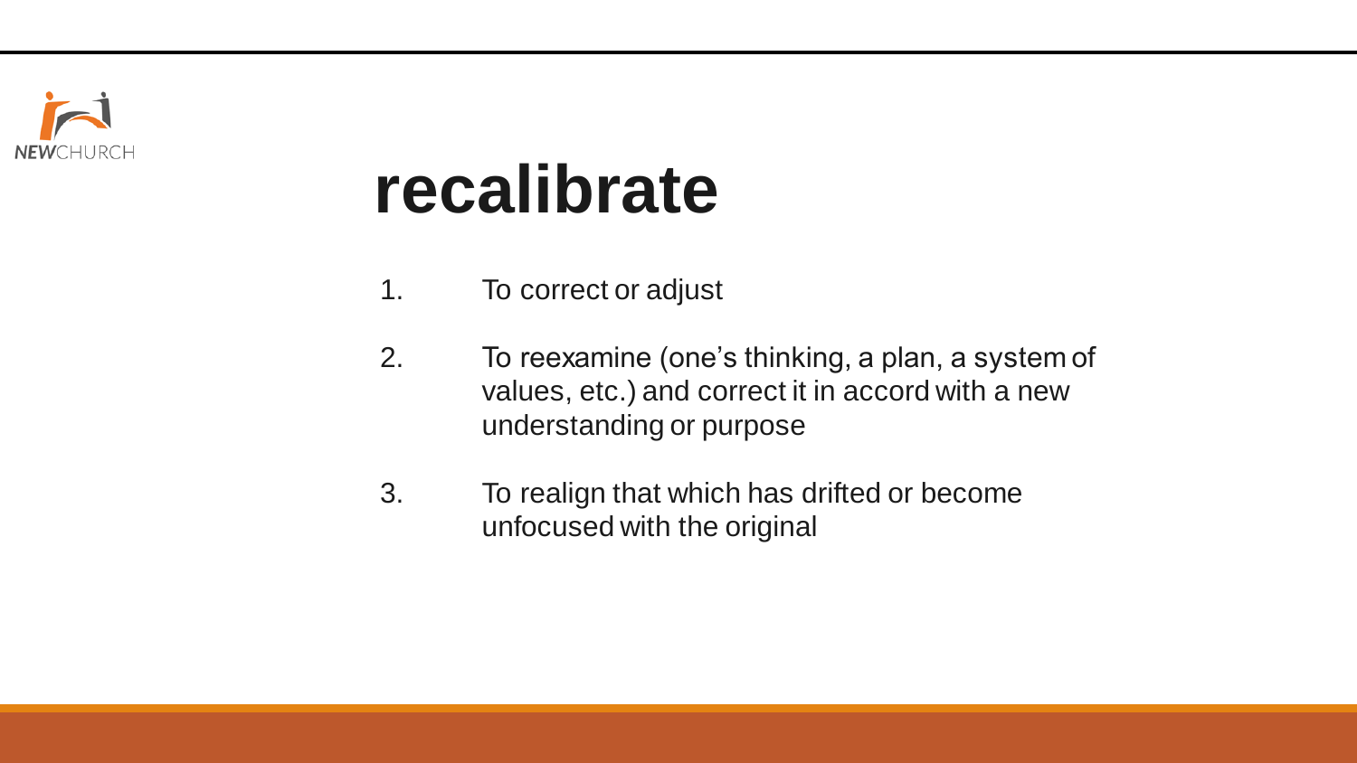# recalibrate

1. To correct or adjust
2. To reexamine (one's thinking, a plan, a system of values, etc.) and correct it in accord with a new understanding or purpose
3. To realign that which has drifted or become unfocused with the original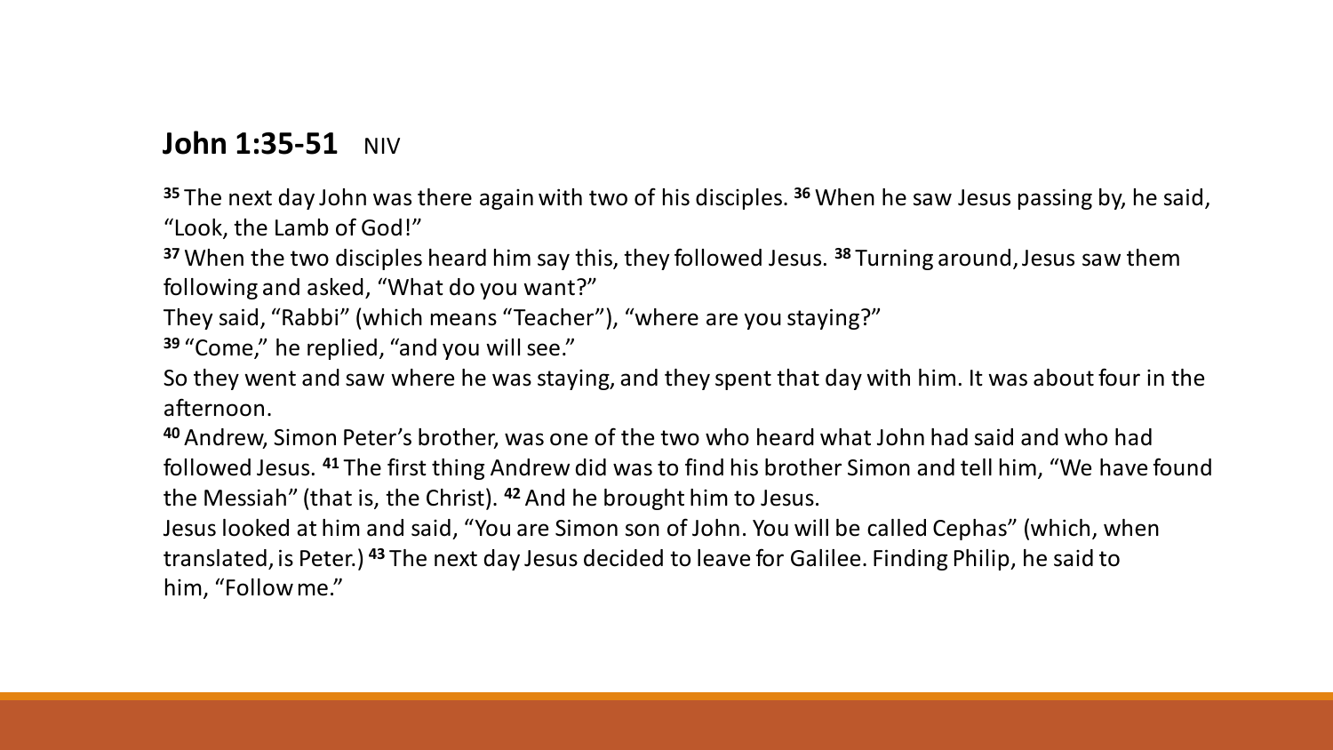## **John 1:35-51** NIV

[35] The next day John was there again with two of his disciples. [36] When he saw Jesus passing by, he said, "Look, the Lamb of God!"

[37] When the two disciples heard him say this, they followed Jesus. [38] Turning around, Jesus saw them following and asked, "What do you want?"

They said, "Rabbi" (which means "Teacher"), "where are you staying?"

[39] "Come," he replied, "and you will see."

So they went and saw where he was staying, and they spent that day with him. It was about four in the afternoon.

[40] Andrew, Simon Peter's brother, was one of the two who heard what John had said and who had followed Jesus. [41] The first thing Andrew did was to find his brother Simon and tell him, "We have found the Messiah" (that is, the Christ). [42] And he brought him to Jesus.

Jesus looked at him and said, "You are Simon son of John. You will be called Cephas" (which, when translated, is Peter.) [43] The next day Jesus decided to leave for Galilee. Finding Philip, he said to him, "Follow me."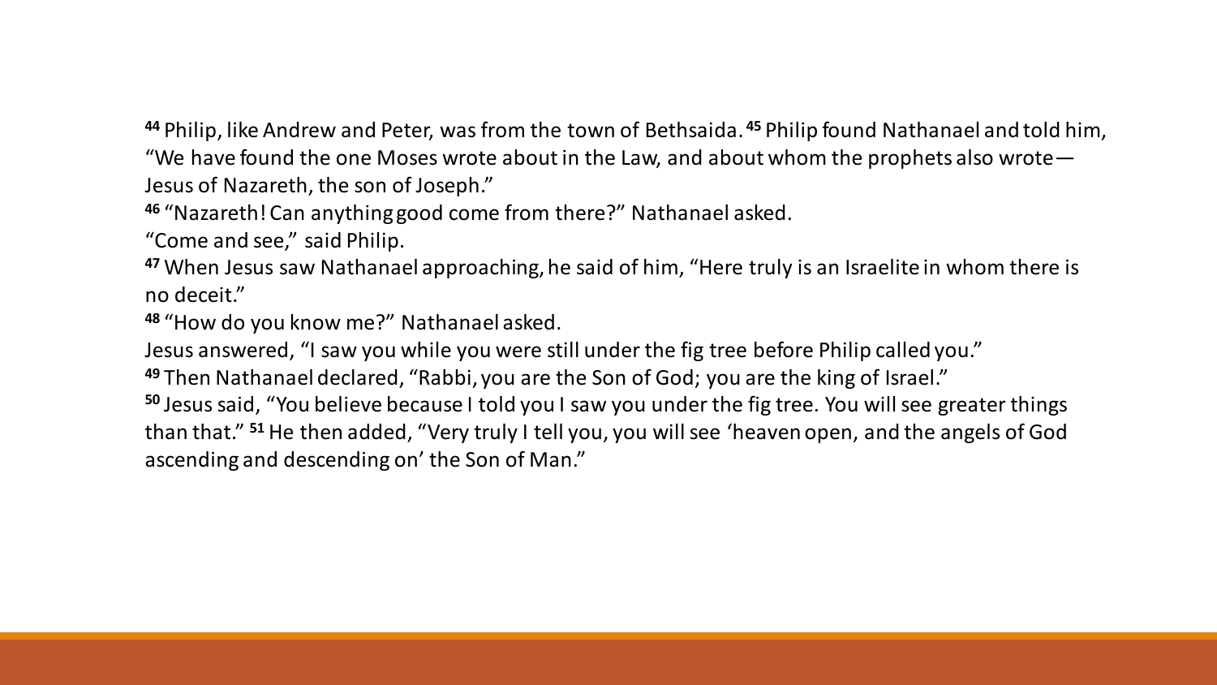[44] Philip, like Andrew and Peter, was from the town of Bethsaida. [45] Philip found Nathanael and told him, "We have found the one Moses wrote about in the Law, and about whom the prophets also wrote—Jesus of Nazareth, the son of Joseph."

[46] "Nazareth! Can anything good come from there?" Nathanael asked.

"Come and see," said Philip.

[47] When Jesus saw Nathanael approaching, he said of him, "Here truly is an Israelite in whom there is no deceit."

[48] "How do you know me?" Nathanael asked.

Jesus answered, "I saw you while you were still under the fig tree before Philip called you."

[49] Then Nathanael declared, "Rabbi, you are the Son of God; you are the king of Israel."

[50] Jesus said, "You believe because I told you I saw you under the fig tree. You will see greater things than that." [51] He then added, "Very truly I tell you, you will see 'heaven open, and the angels of God ascending and descending on' the Son of Man."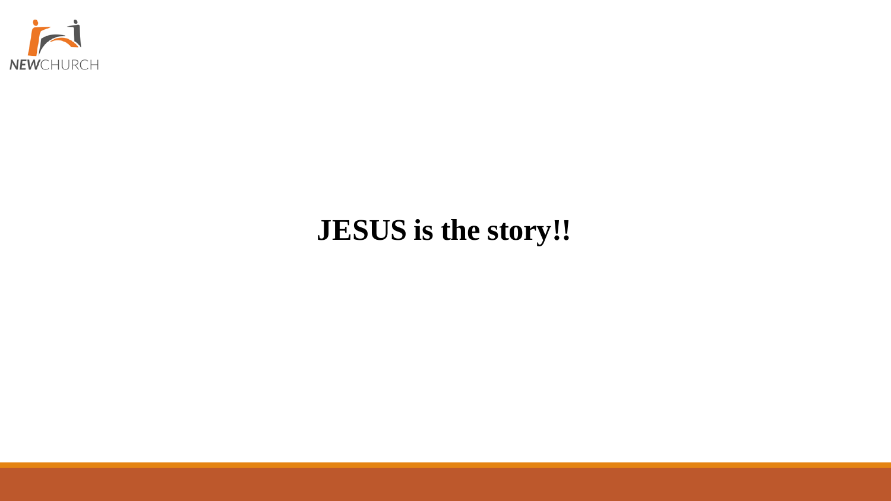**JESUS is the story!!**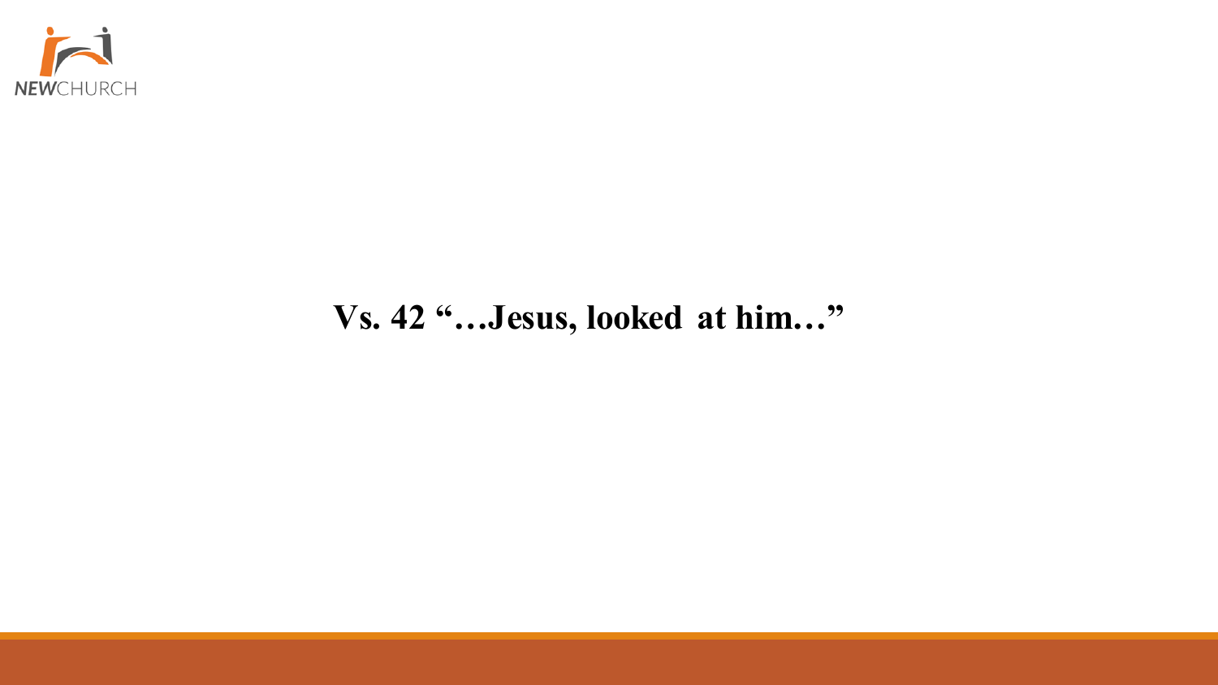**Vs. 42 "…Jesus, looked at him…"**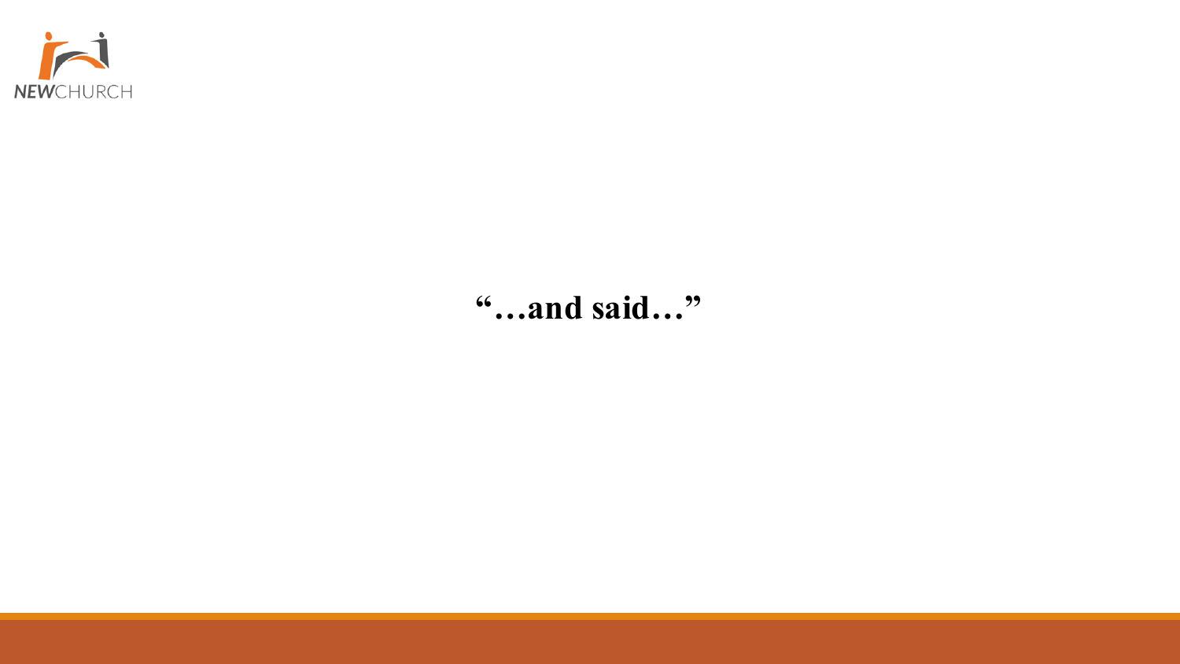**"…and said…"**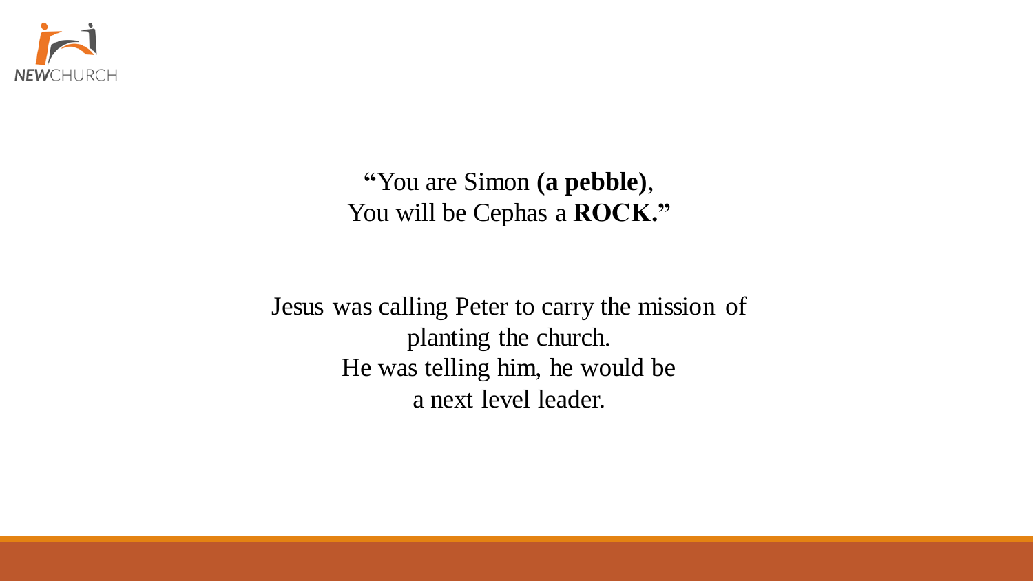**"**You are Simon **(a pebble)**,
You will be Cephas a **ROCK."**

Jesus was calling Peter to carry the mission of planting the church.
He was telling him, he would be a next level leader.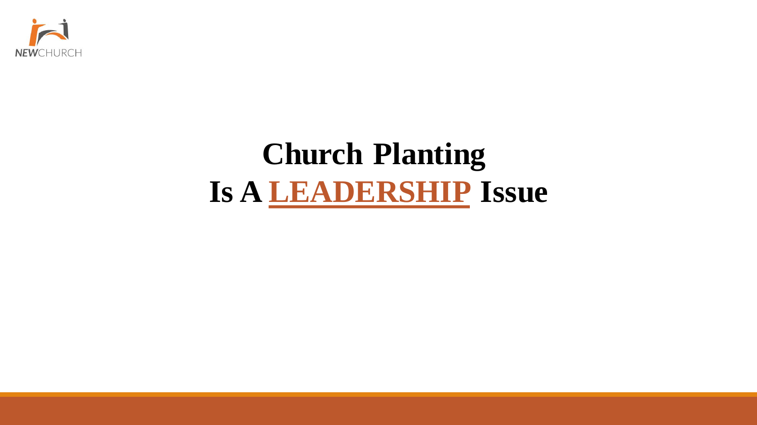# Church Planting

# Is A **LEADERSHIP** Issue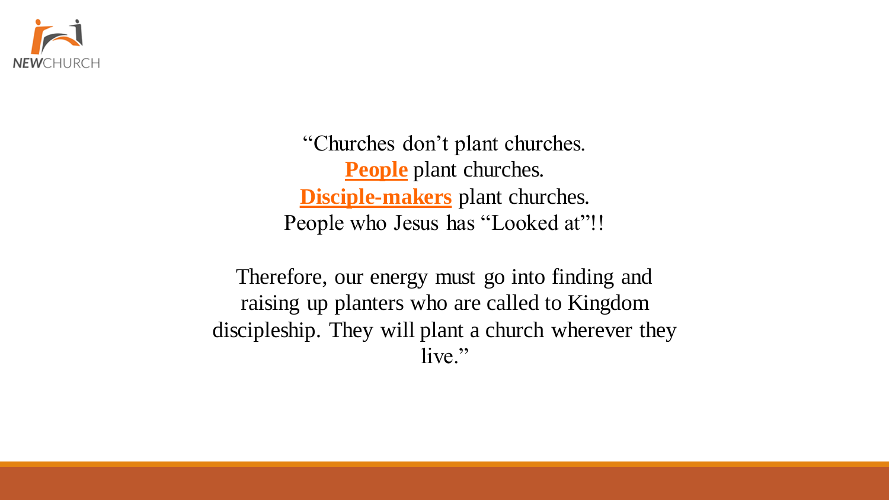"Churches don't plant churches.
**People** plant churches.
**Disciple-makers** plant churches.
People who Jesus has "Looked at"!!

Therefore, our energy must go into finding and raising up planters who are called to Kingdom discipleship. They will plant a church wherever they live."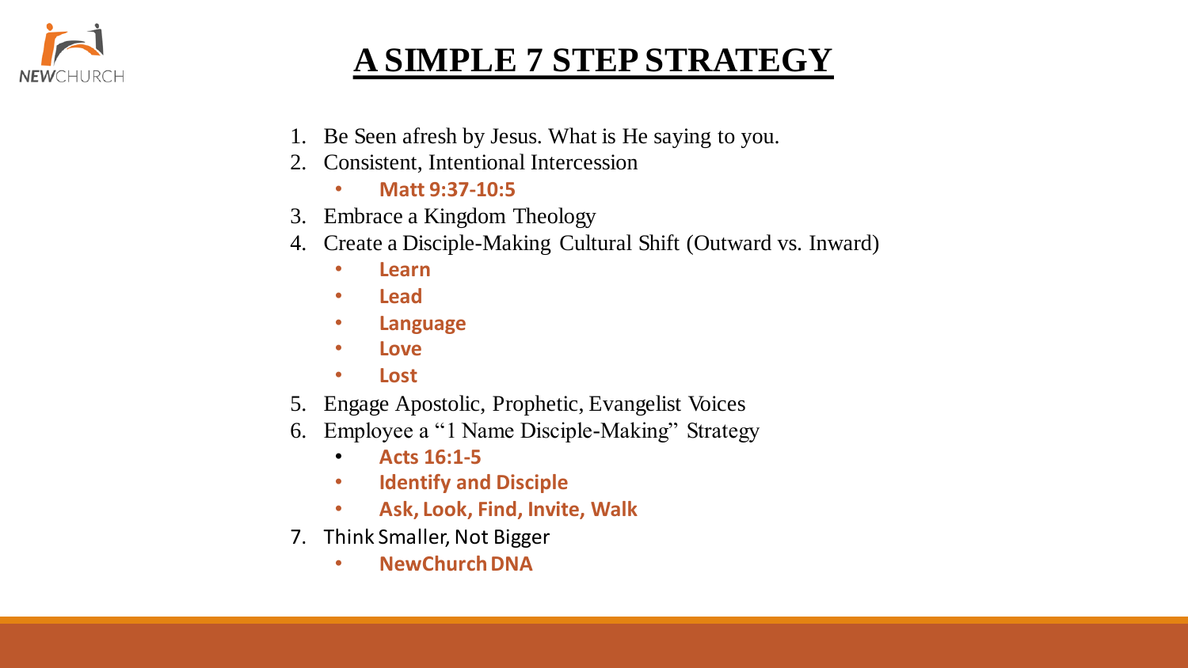# A SIMPLE 7 STEP STRATEGY

1. Be Seen afresh by Jesus. What is He saying to you.
2. Consistent, Intentional Intercession
   - **Matt 9:37-10:5**
3. Embrace a Kingdom Theology
4. Create a Disciple-Making Cultural Shift (Outward vs. Inward)
   - **Learn**
   - **Lead**
   - **Language**
   - **Love**
   - **Lost**
5. Engage Apostolic, Prophetic, Evangelist Voices
6. Employee a "1 Name Disciple-Making" Strategy
   - **Acts 16:1-5**
   - **Identify and Disciple**
   - **Ask, Look, Find, Invite, Walk**
7. Think Smaller, Not Bigger
   - **NewChurch DNA**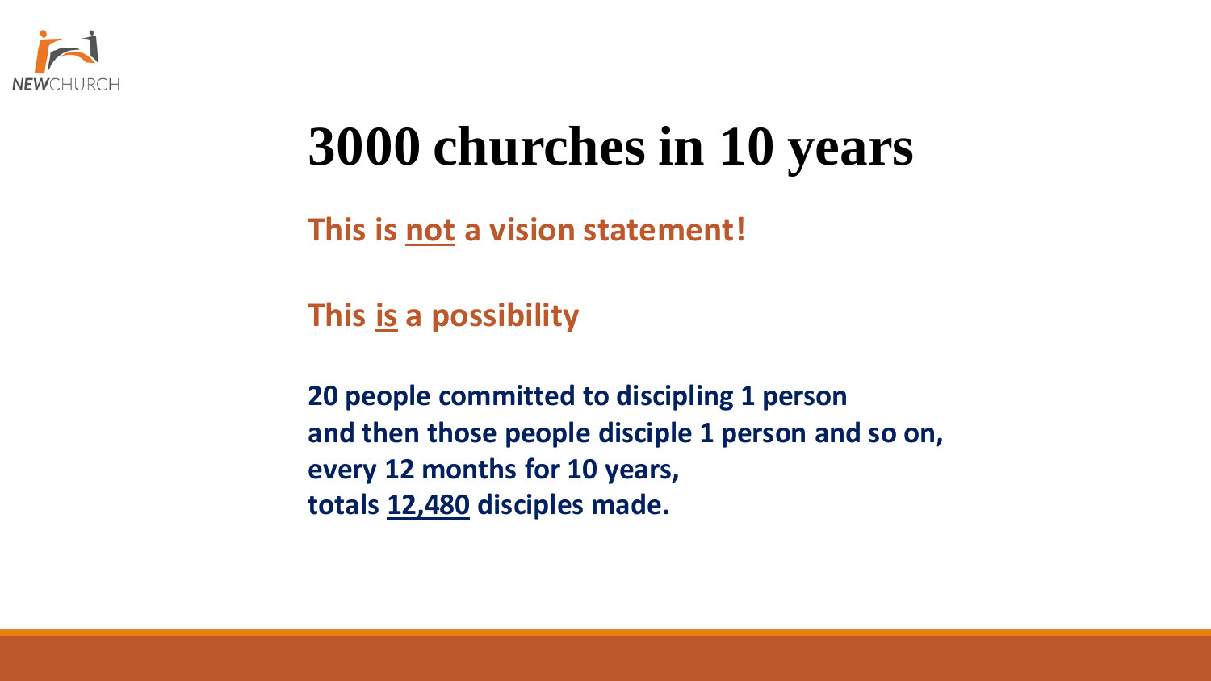# 3000 churches in 10 years

**This is <u>not</u> a vision statement!**

**This <u>is</u> a possibility**

**20 people committed to discipling 1 person**
**and then those people disciple 1 person and so on,**
**every 12 months for 10 years,**
**totals <u>12,480</u> disciples made.**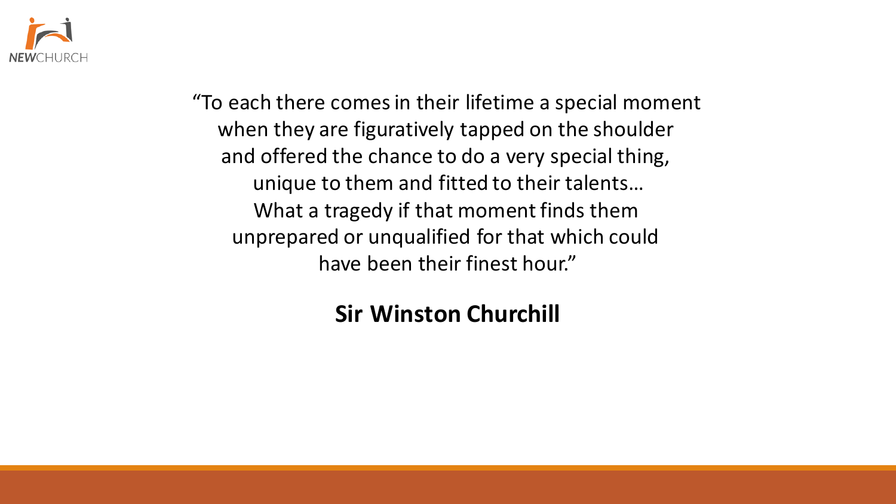"To each there comes in their lifetime a special moment
when they are figuratively tapped on the shoulder
and offered the chance to do a very special thing,
unique to them and fitted to their talents…
What a tragedy if that moment finds them
unprepared or unqualified for that which could
have been their finest hour."

**Sir Winston Churchill**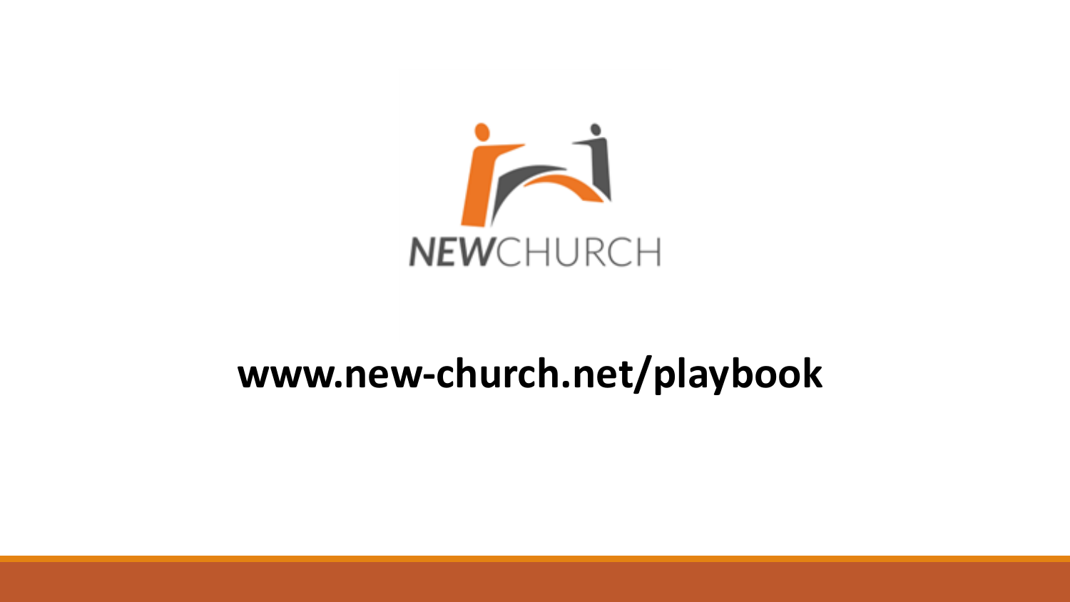NEWCHURCH

**www.new-church.net/playbook**